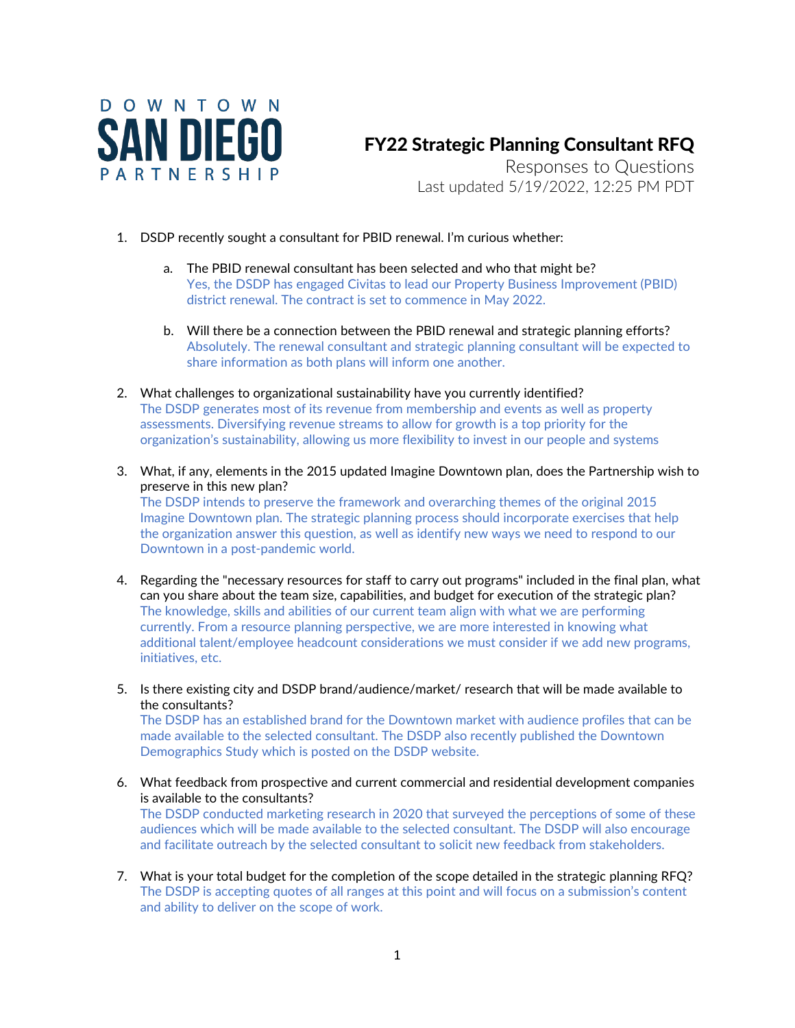DOWNTOWN
SAN DIEGO
PARTNERSHIP

# FY22 Strategic Planning Consultant RFQ

Responses to Questions
Last updated 5/19/2022, 12:25 PM PDT

1. DSDP recently sought a consultant for PBID renewal. I'm curious whether:

   a. The PBID renewal consultant has been selected and who that might be?
      Yes, the DSDP has engaged Civitas to lead our Property Business Improvement (PBID) district renewal. The contract is set to commence in May 2022.

   b. Will there be a connection between the PBID renewal and strategic planning efforts?
      Absolutely. The renewal consultant and strategic planning consultant will be expected to share information as both plans will inform one another.

2. What challenges to organizational sustainability have you currently identified?
   The DSDP generates most of its revenue from membership and events as well as property assessments. Diversifying revenue streams to allow for growth is a top priority for the organization's sustainability, allowing us more flexibility to invest in our people and systems

3. What, if any, elements in the 2015 updated Imagine Downtown plan, does the Partnership wish to preserve in this new plan?
   The DSDP intends to preserve the framework and overarching themes of the original 2015 Imagine Downtown plan. The strategic planning process should incorporate exercises that help the organization answer this question, as well as identify new ways we need to respond to our Downtown in a post-pandemic world.

4. Regarding the "necessary resources for staff to carry out programs" included in the final plan, what can you share about the team size, capabilities, and budget for execution of the strategic plan?
   The knowledge, skills and abilities of our current team align with what we are performing currently. From a resource planning perspective, we are more interested in knowing what additional talent/employee headcount considerations we must consider if we add new programs, initiatives, etc.

5. Is there existing city and DSDP brand/audience/market/ research that will be made available to the consultants?
   The DSDP has an established brand for the Downtown market with audience profiles that can be made available to the selected consultant. The DSDP also recently published the Downtown Demographics Study which is posted on the DSDP website.

6. What feedback from prospective and current commercial and residential development companies is available to the consultants?
   The DSDP conducted marketing research in 2020 that surveyed the perceptions of some of these audiences which will be made available to the selected consultant. The DSDP will also encourage and facilitate outreach by the selected consultant to solicit new feedback from stakeholders.

7. What is your total budget for the completion of the scope detailed in the strategic planning RFQ?
   The DSDP is accepting quotes of all ranges at this point and will focus on a submission's content and ability to deliver on the scope of work.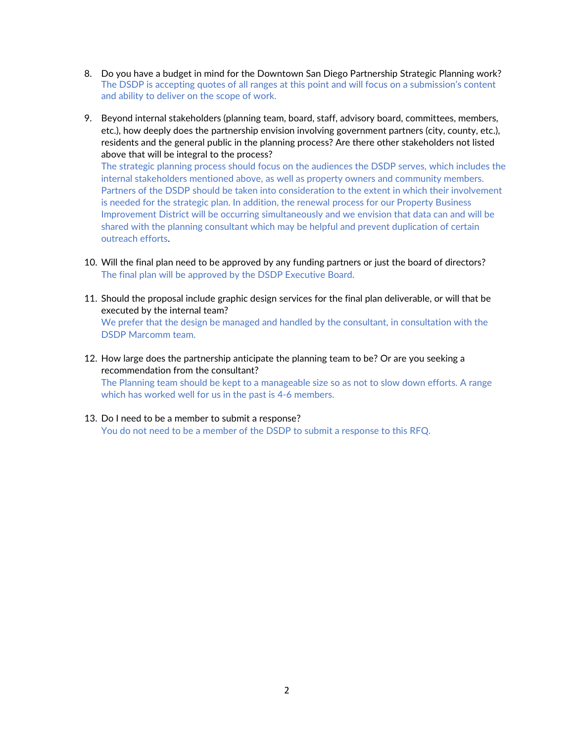8. Do you have a budget in mind for the Downtown San Diego Partnership Strategic Planning work?
   The DSDP is accepting quotes of all ranges at this point and will focus on a submission's content and ability to deliver on the scope of work.

9. Beyond internal stakeholders (planning team, board, staff, advisory board, committees, members, etc.), how deeply does the partnership envision involving government partners (city, county, etc.), residents and the general public in the planning process? Are there other stakeholders not listed above that will be integral to the process?
   The strategic planning process should focus on the audiences the DSDP serves, which includes the internal stakeholders mentioned above, as well as property owners and community members. Partners of the DSDP should be taken into consideration to the extent in which their involvement is needed for the strategic plan. In addition, the renewal process for our Property Business Improvement District will be occurring simultaneously and we envision that data can and will be shared with the planning consultant which may be helpful and prevent duplication of certain outreach efforts.

10. Will the final plan need to be approved by any funding partners or just the board of directors?
    The final plan will be approved by the DSDP Executive Board.

11. Should the proposal include graphic design services for the final plan deliverable, or will that be executed by the internal team?
    We prefer that the design be managed and handled by the consultant, in consultation with the DSDP Marcomm team.

12. How large does the partnership anticipate the planning team to be? Or are you seeking a recommendation from the consultant?
    The Planning team should be kept to a manageable size so as not to slow down efforts. A range which has worked well for us in the past is 4-6 members.

13. Do I need to be a member to submit a response?
    You do not need to be a member of the DSDP to submit a response to this RFQ.